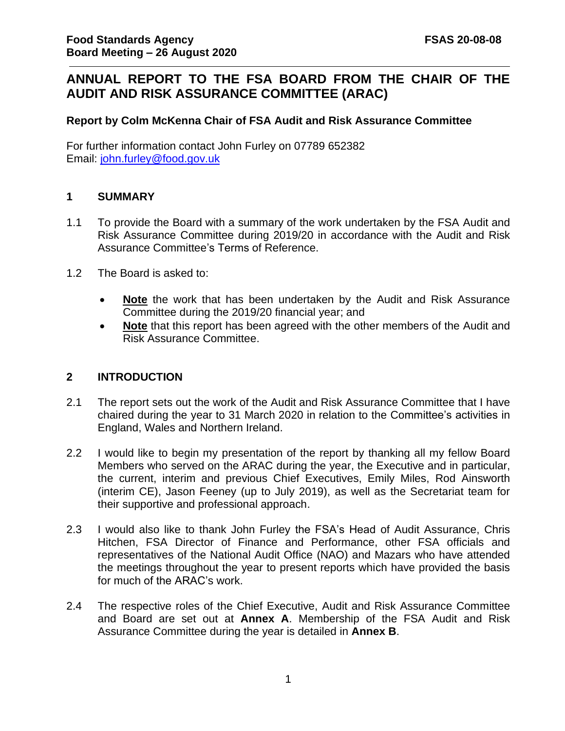**Food Standards Agency** **FSAS 20-08-08**
**Board Meeting – 26 August 2020**

# ANNUAL REPORT TO THE FSA BOARD FROM THE CHAIR OF THE AUDIT AND RISK ASSURANCE COMMITTEE (ARAC)

**Report by Colm McKenna Chair of FSA Audit and Risk Assurance Committee**

For further information contact John Furley on 07789 652382
Email: john.furley@food.gov.uk

## 1 SUMMARY

1.1 To provide the Board with a summary of the work undertaken by the FSA Audit and Risk Assurance Committee during 2019/20 in accordance with the Audit and Risk Assurance Committee's Terms of Reference.

1.2 The Board is asked to:

- **Note** the work that has been undertaken by the Audit and Risk Assurance Committee during the 2019/20 financial year; and
- **Note** that this report has been agreed with the other members of the Audit and Risk Assurance Committee.

## 2 INTRODUCTION

2.1 The report sets out the work of the Audit and Risk Assurance Committee that I have chaired during the year to 31 March 2020 in relation to the Committee's activities in England, Wales and Northern Ireland.

2.2 I would like to begin my presentation of the report by thanking all my fellow Board Members who served on the ARAC during the year, the Executive and in particular, the current, interim and previous Chief Executives, Emily Miles, Rod Ainsworth (interim CE), Jason Feeney (up to July 2019), as well as the Secretariat team for their supportive and professional approach.

2.3 I would also like to thank John Furley the FSA's Head of Audit Assurance, Chris Hitchen, FSA Director of Finance and Performance, other FSA officials and representatives of the National Audit Office (NAO) and Mazars who have attended the meetings throughout the year to present reports which have provided the basis for much of the ARAC's work.

2.4 The respective roles of the Chief Executive, Audit and Risk Assurance Committee and Board are set out at **Annex A**. Membership of the FSA Audit and Risk Assurance Committee during the year is detailed in **Annex B**.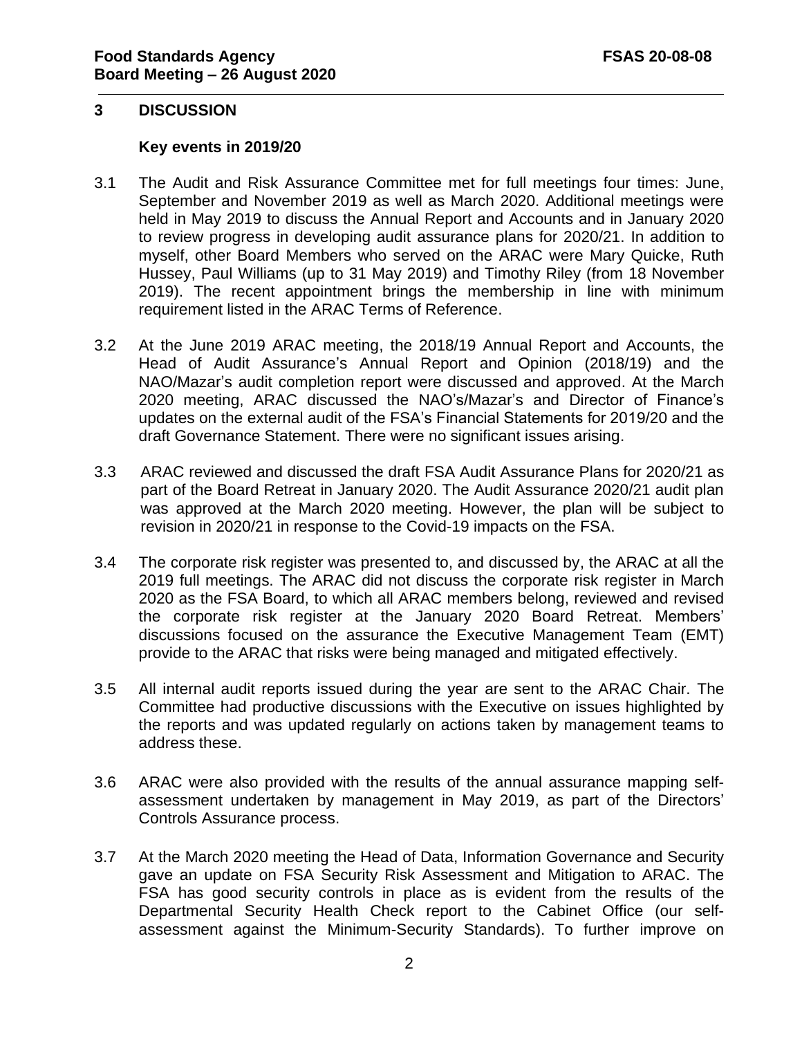## 3 DISCUSSION

### Key events in 2019/20

3.1 The Audit and Risk Assurance Committee met for full meetings four times: June, September and November 2019 as well as March 2020. Additional meetings were held in May 2019 to discuss the Annual Report and Accounts and in January 2020 to review progress in developing audit assurance plans for 2020/21. In addition to myself, other Board Members who served on the ARAC were Mary Quicke, Ruth Hussey, Paul Williams (up to 31 May 2019) and Timothy Riley (from 18 November 2019). The recent appointment brings the membership in line with minimum requirement listed in the ARAC Terms of Reference.

3.2 At the June 2019 ARAC meeting, the 2018/19 Annual Report and Accounts, the Head of Audit Assurance's Annual Report and Opinion (2018/19) and the NAO/Mazar's audit completion report were discussed and approved. At the March 2020 meeting, ARAC discussed the NAO's/Mazar's and Director of Finance's updates on the external audit of the FSA's Financial Statements for 2019/20 and the draft Governance Statement. There were no significant issues arising.

3.3 ARAC reviewed and discussed the draft FSA Audit Assurance Plans for 2020/21 as part of the Board Retreat in January 2020. The Audit Assurance 2020/21 audit plan was approved at the March 2020 meeting. However, the plan will be subject to revision in 2020/21 in response to the Covid-19 impacts on the FSA.

3.4 The corporate risk register was presented to, and discussed by, the ARAC at all the 2019 full meetings. The ARAC did not discuss the corporate risk register in March 2020 as the FSA Board, to which all ARAC members belong, reviewed and revised the corporate risk register at the January 2020 Board Retreat. Members' discussions focused on the assurance the Executive Management Team (EMT) provide to the ARAC that risks were being managed and mitigated effectively.

3.5 All internal audit reports issued during the year are sent to the ARAC Chair. The Committee had productive discussions with the Executive on issues highlighted by the reports and was updated regularly on actions taken by management teams to address these.

3.6 ARAC were also provided with the results of the annual assurance mapping self-assessment undertaken by management in May 2019, as part of the Directors' Controls Assurance process.

3.7 At the March 2020 meeting the Head of Data, Information Governance and Security gave an update on FSA Security Risk Assessment and Mitigation to ARAC. The FSA has good security controls in place as is evident from the results of the Departmental Security Health Check report to the Cabinet Office (our self-assessment against the Minimum-Security Standards). To further improve on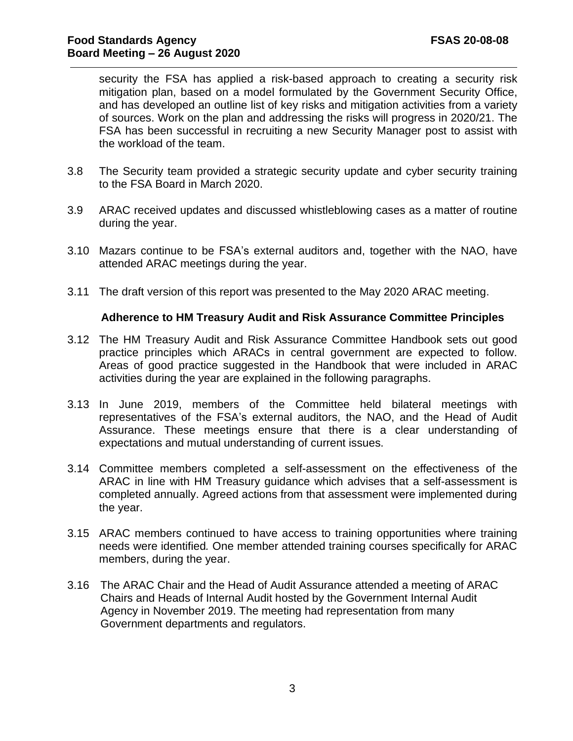security the FSA has applied a risk-based approach to creating a security risk mitigation plan, based on a model formulated by the Government Security Office, and has developed an outline list of key risks and mitigation activities from a variety of sources. Work on the plan and addressing the risks will progress in 2020/21. The FSA has been successful in recruiting a new Security Manager post to assist with the workload of the team.

3.8 The Security team provided a strategic security update and cyber security training to the FSA Board in March 2020.

3.9 ARAC received updates and discussed whistleblowing cases as a matter of routine during the year.

3.10 Mazars continue to be FSA's external auditors and, together with the NAO, have attended ARAC meetings during the year.

3.11 The draft version of this report was presented to the May 2020 ARAC meeting.

**Adherence to HM Treasury Audit and Risk Assurance Committee Principles**

3.12 The HM Treasury Audit and Risk Assurance Committee Handbook sets out good practice principles which ARACs in central government are expected to follow. Areas of good practice suggested in the Handbook that were included in ARAC activities during the year are explained in the following paragraphs.

3.13 In June 2019, members of the Committee held bilateral meetings with representatives of the FSA's external auditors, the NAO, and the Head of Audit Assurance. These meetings ensure that there is a clear understanding of expectations and mutual understanding of current issues.

3.14 Committee members completed a self-assessment on the effectiveness of the ARAC in line with HM Treasury guidance which advises that a self-assessment is completed annually. Agreed actions from that assessment were implemented during the year.

3.15 ARAC members continued to have access to training opportunities where training needs were identified. One member attended training courses specifically for ARAC members, during the year.

3.16 The ARAC Chair and the Head of Audit Assurance attended a meeting of ARAC Chairs and Heads of Internal Audit hosted by the Government Internal Audit Agency in November 2019. The meeting had representation from many Government departments and regulators.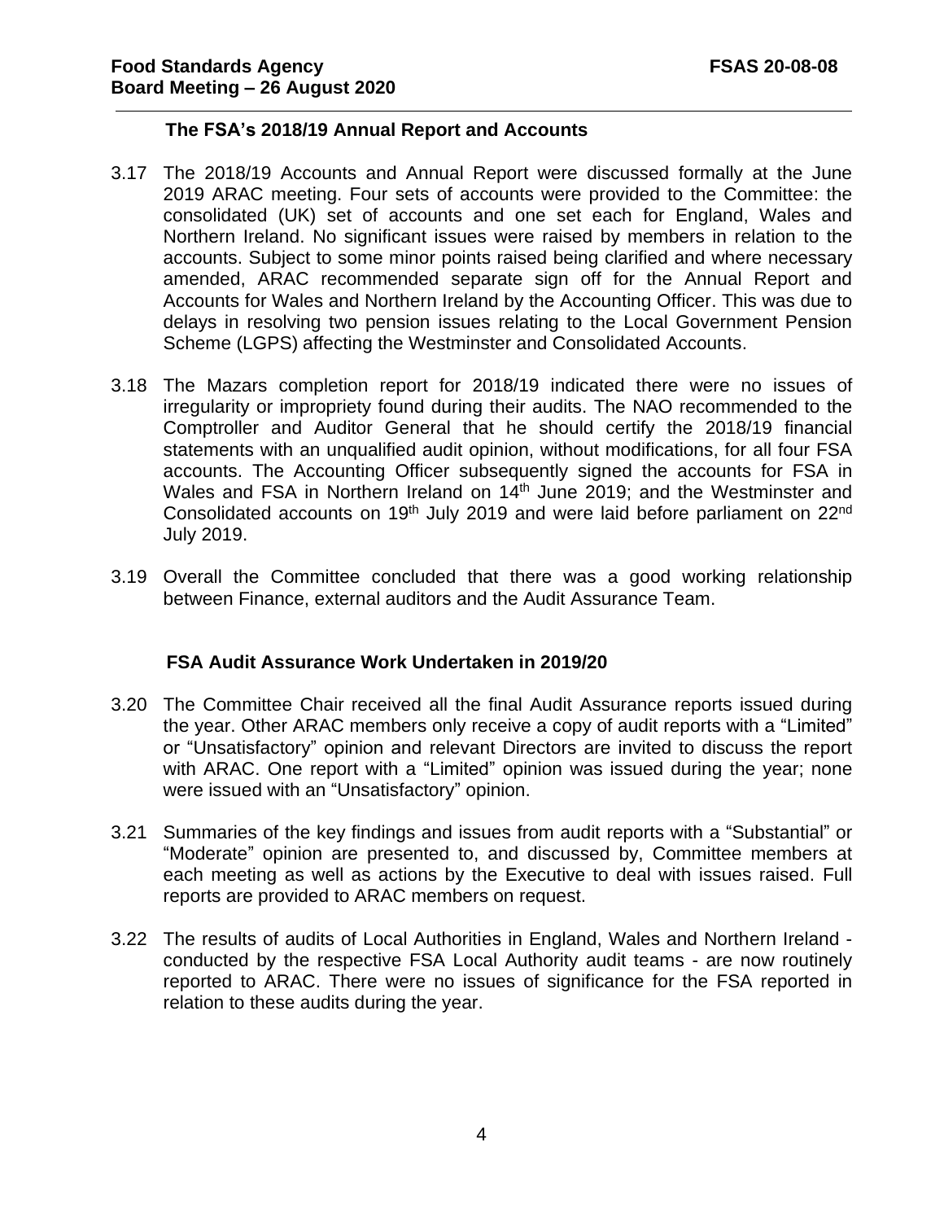### The FSA's 2018/19 Annual Report and Accounts

3.17 The 2018/19 Accounts and Annual Report were discussed formally at the June 2019 ARAC meeting. Four sets of accounts were provided to the Committee: the consolidated (UK) set of accounts and one set each for England, Wales and Northern Ireland. No significant issues were raised by members in relation to the accounts. Subject to some minor points raised being clarified and where necessary amended, ARAC recommended separate sign off for the Annual Report and Accounts for Wales and Northern Ireland by the Accounting Officer. This was due to delays in resolving two pension issues relating to the Local Government Pension Scheme (LGPS) affecting the Westminster and Consolidated Accounts.

3.18 The Mazars completion report for 2018/19 indicated there were no issues of irregularity or impropriety found during their audits. The NAO recommended to the Comptroller and Auditor General that he should certify the 2018/19 financial statements with an unqualified audit opinion, without modifications, for all four FSA accounts. The Accounting Officer subsequently signed the accounts for FSA in Wales and FSA in Northern Ireland on 14th June 2019; and the Westminster and Consolidated accounts on 19th July 2019 and were laid before parliament on 22nd July 2019.

3.19 Overall the Committee concluded that there was a good working relationship between Finance, external auditors and the Audit Assurance Team.

### FSA Audit Assurance Work Undertaken in 2019/20

3.20 The Committee Chair received all the final Audit Assurance reports issued during the year. Other ARAC members only receive a copy of audit reports with a "Limited" or "Unsatisfactory" opinion and relevant Directors are invited to discuss the report with ARAC. One report with a "Limited" opinion was issued during the year; none were issued with an "Unsatisfactory" opinion.

3.21 Summaries of the key findings and issues from audit reports with a "Substantial" or "Moderate" opinion are presented to, and discussed by, Committee members at each meeting as well as actions by the Executive to deal with issues raised. Full reports are provided to ARAC members on request.

3.22 The results of audits of Local Authorities in England, Wales and Northern Ireland - conducted by the respective FSA Local Authority audit teams - are now routinely reported to ARAC. There were no issues of significance for the FSA reported in relation to these audits during the year.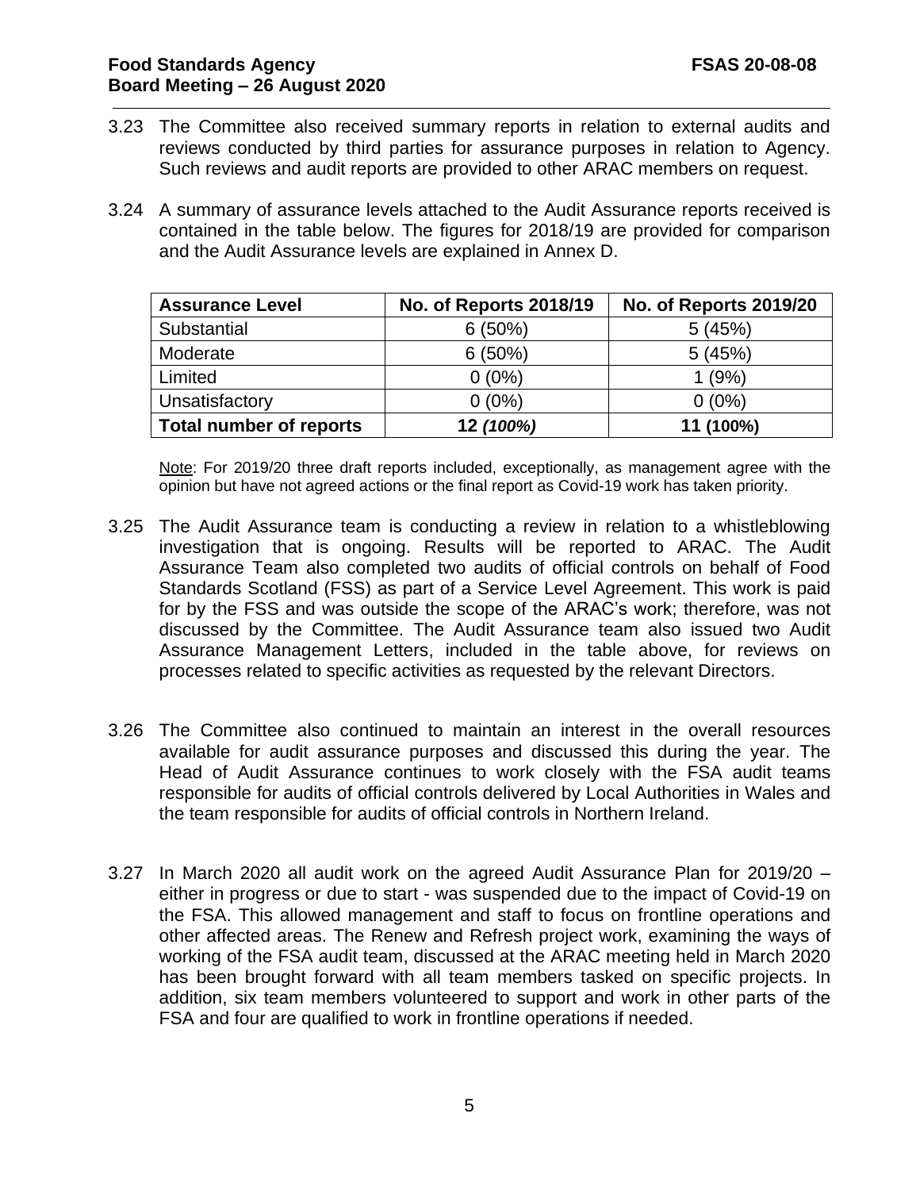3.23 The Committee also received summary reports in relation to external audits and reviews conducted by third parties for assurance purposes in relation to Agency. Such reviews and audit reports are provided to other ARAC members on request.

3.24 A summary of assurance levels attached to the Audit Assurance reports received is contained in the table below. The figures for 2018/19 are provided for comparison and the Audit Assurance levels are explained in Annex D.

| **Assurance Level** | **No. of Reports 2018/19** | **No. of Reports 2019/20** |
|---|---|---|
| Substantial | 6 (50%) | 5 (45%) |
| Moderate | 6 (50%) | 5 (45%) |
| Limited | 0 (0%) | 1 (9%) |
| Unsatisfactory | 0 (0%) | 0 (0%) |
| **Total number of reports** | **12 *(100%)*** | **11 (100%)** |

Note: For 2019/20 three draft reports included, exceptionally, as management agree with the opinion but have not agreed actions or the final report as Covid-19 work has taken priority.

3.25 The Audit Assurance team is conducting a review in relation to a whistleblowing investigation that is ongoing. Results will be reported to ARAC. The Audit Assurance Team also completed two audits of official controls on behalf of Food Standards Scotland (FSS) as part of a Service Level Agreement. This work is paid for by the FSS and was outside the scope of the ARAC's work; therefore, was not discussed by the Committee. The Audit Assurance team also issued two Audit Assurance Management Letters, included in the table above, for reviews on processes related to specific activities as requested by the relevant Directors.

3.26 The Committee also continued to maintain an interest in the overall resources available for audit assurance purposes and discussed this during the year. The Head of Audit Assurance continues to work closely with the FSA audit teams responsible for audits of official controls delivered by Local Authorities in Wales and the team responsible for audits of official controls in Northern Ireland.

3.27 In March 2020 all audit work on the agreed Audit Assurance Plan for 2019/20 – either in progress or due to start - was suspended due to the impact of Covid-19 on the FSA. This allowed management and staff to focus on frontline operations and other affected areas. The Renew and Refresh project work, examining the ways of working of the FSA audit team, discussed at the ARAC meeting held in March 2020 has been brought forward with all team members tasked on specific projects. In addition, six team members volunteered to support and work in other parts of the FSA and four are qualified to work in frontline operations if needed.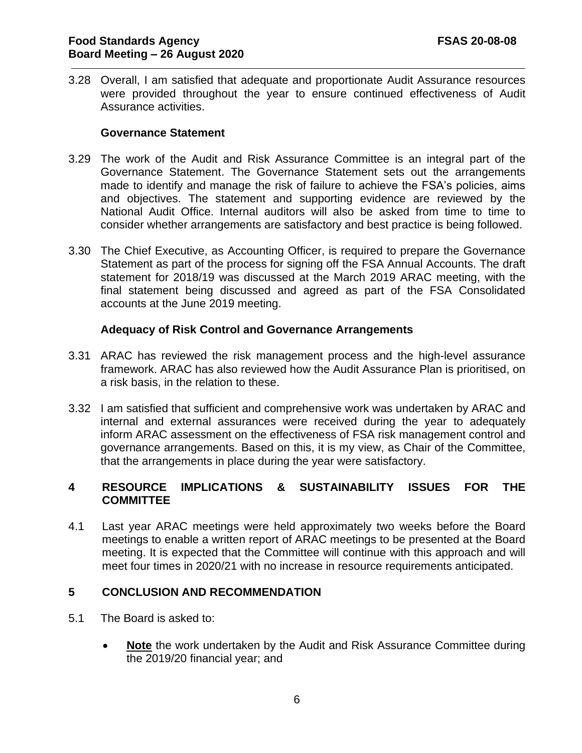3.28 Overall, I am satisfied that adequate and proportionate Audit Assurance resources were provided throughout the year to ensure continued effectiveness of Audit Assurance activities.

### Governance Statement

3.29 The work of the Audit and Risk Assurance Committee is an integral part of the Governance Statement. The Governance Statement sets out the arrangements made to identify and manage the risk of failure to achieve the FSA's policies, aims and objectives. The statement and supporting evidence are reviewed by the National Audit Office. Internal auditors will also be asked from time to time to consider whether arrangements are satisfactory and best practice is being followed.

3.30 The Chief Executive, as Accounting Officer, is required to prepare the Governance Statement as part of the process for signing off the FSA Annual Accounts. The draft statement for 2018/19 was discussed at the March 2019 ARAC meeting, with the final statement being discussed and agreed as part of the FSA Consolidated accounts at the June 2019 meeting.

### Adequacy of Risk Control and Governance Arrangements

3.31 ARAC has reviewed the risk management process and the high-level assurance framework. ARAC has also reviewed how the Audit Assurance Plan is prioritised, on a risk basis, in the relation to these.

3.32 I am satisfied that sufficient and comprehensive work was undertaken by ARAC and internal and external assurances were received during the year to adequately inform ARAC assessment on the effectiveness of FSA risk management control and governance arrangements. Based on this, it is my view, as Chair of the Committee, that the arrangements in place during the year were satisfactory.

## 4 RESOURCE IMPLICATIONS & SUSTAINABILITY ISSUES FOR THE COMMITTEE

4.1 Last year ARAC meetings were held approximately two weeks before the Board meetings to enable a written report of ARAC meetings to be presented at the Board meeting. It is expected that the Committee will continue with this approach and will meet four times in 2020/21 with no increase in resource requirements anticipated.

## 5 CONCLUSION AND RECOMMENDATION

5.1 The Board is asked to:

- **Note** the work undertaken by the Audit and Risk Assurance Committee during the 2019/20 financial year; and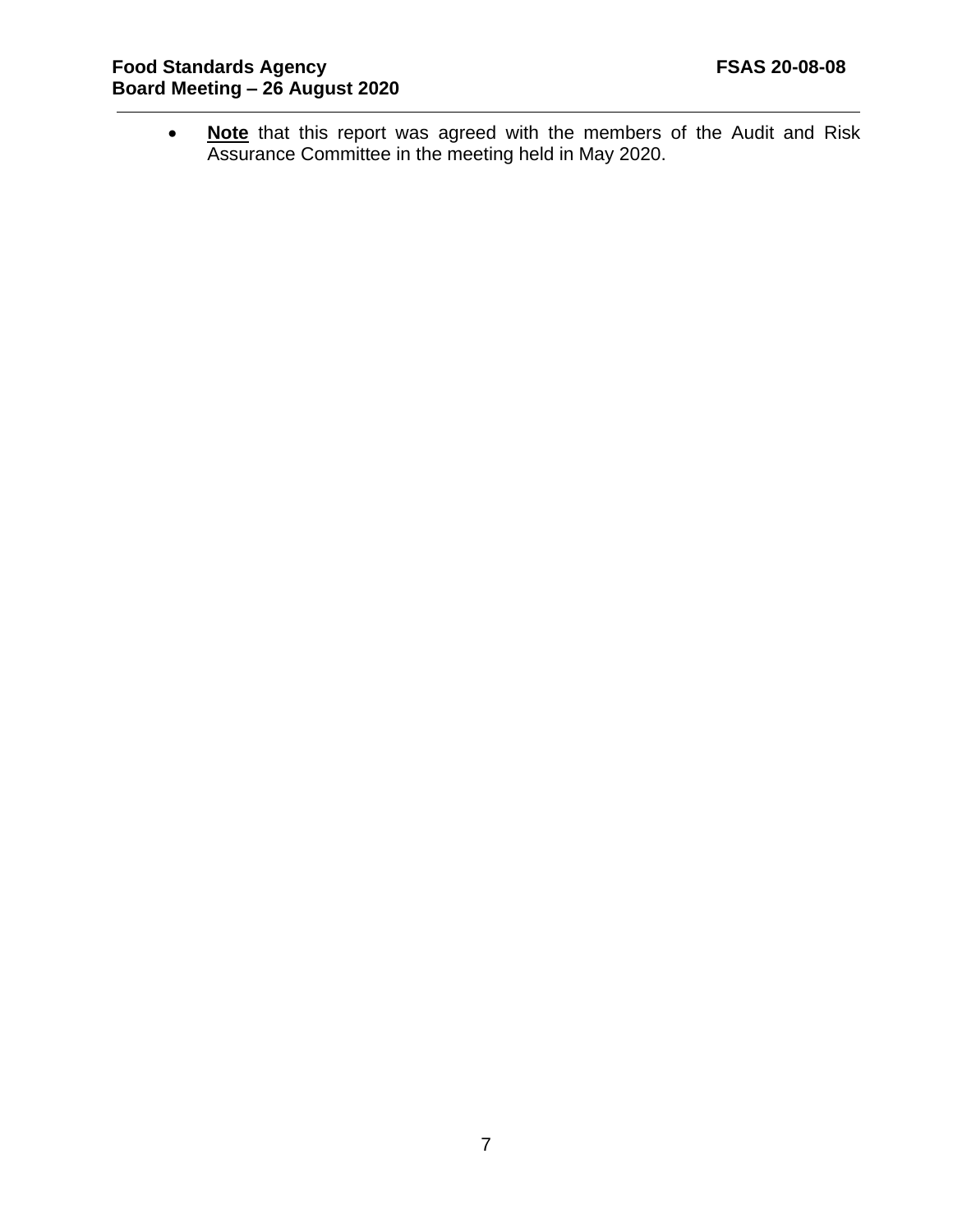- **Note** that this report was agreed with the members of the Audit and Risk Assurance Committee in the meeting held in May 2020.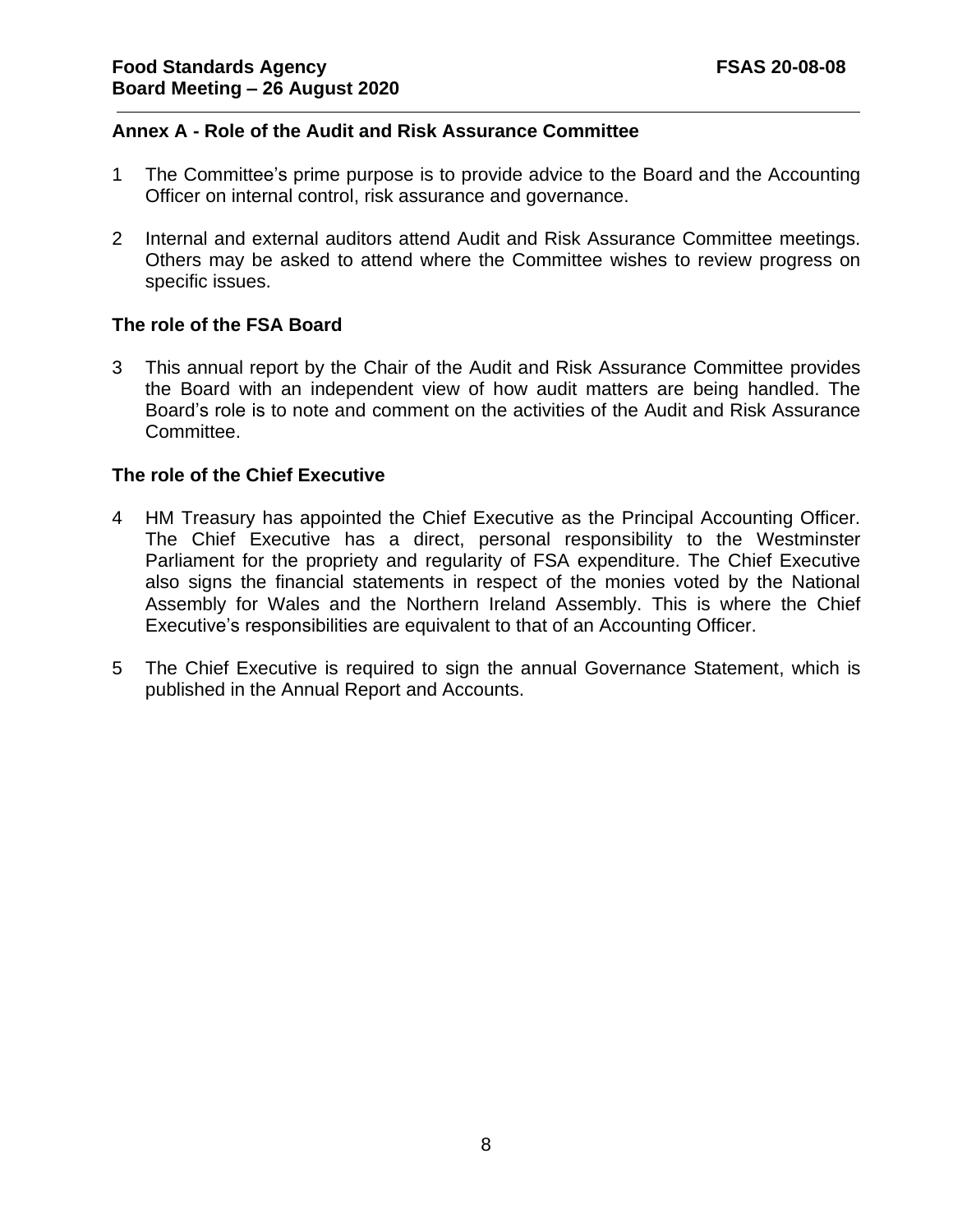## Annex A - Role of the Audit and Risk Assurance Committee

1. The Committee's prime purpose is to provide advice to the Board and the Accounting Officer on internal control, risk assurance and governance.

2. Internal and external auditors attend Audit and Risk Assurance Committee meetings. Others may be asked to attend where the Committee wishes to review progress on specific issues.

### The role of the FSA Board

3. This annual report by the Chair of the Audit and Risk Assurance Committee provides the Board with an independent view of how audit matters are being handled. The Board's role is to note and comment on the activities of the Audit and Risk Assurance Committee.

### The role of the Chief Executive

4. HM Treasury has appointed the Chief Executive as the Principal Accounting Officer. The Chief Executive has a direct, personal responsibility to the Westminster Parliament for the propriety and regularity of FSA expenditure. The Chief Executive also signs the financial statements in respect of the monies voted by the National Assembly for Wales and the Northern Ireland Assembly. This is where the Chief Executive's responsibilities are equivalent to that of an Accounting Officer.

5. The Chief Executive is required to sign the annual Governance Statement, which is published in the Annual Report and Accounts.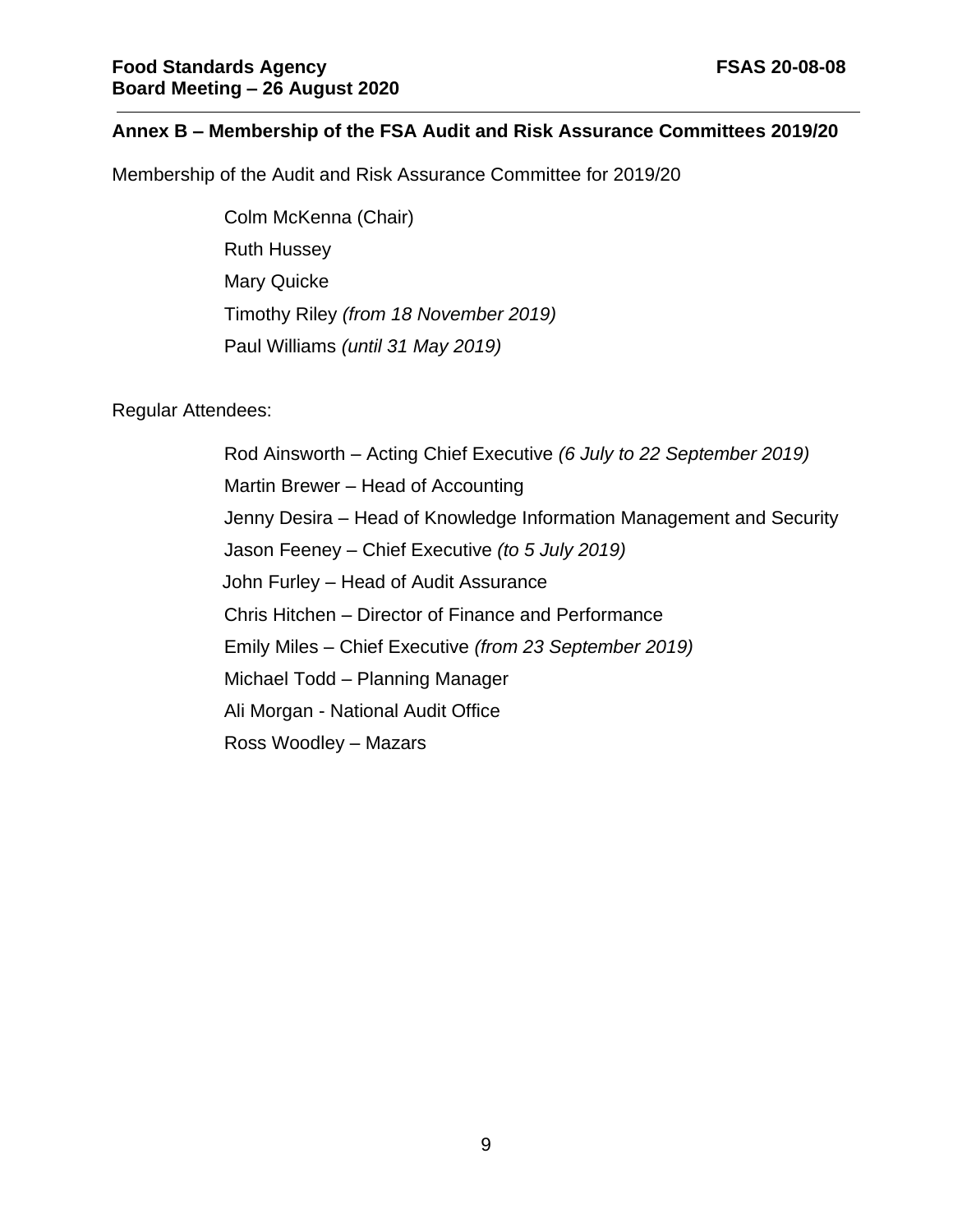## Annex B – Membership of the FSA Audit and Risk Assurance Committees 2019/20

Membership of the Audit and Risk Assurance Committee for 2019/20

Colm McKenna (Chair)

Ruth Hussey

Mary Quicke

Timothy Riley *(from 18 November 2019)*

Paul Williams *(until 31 May 2019)*

Regular Attendees:

Rod Ainsworth – Acting Chief Executive *(6 July to 22 September 2019)*

Martin Brewer – Head of Accounting

Jenny Desira – Head of Knowledge Information Management and Security

Jason Feeney – Chief Executive *(to 5 July 2019)*

John Furley – Head of Audit Assurance

Chris Hitchen – Director of Finance and Performance

Emily Miles – Chief Executive *(from 23 September 2019)*

Michael Todd – Planning Manager

Ali Morgan - National Audit Office

Ross Woodley – Mazars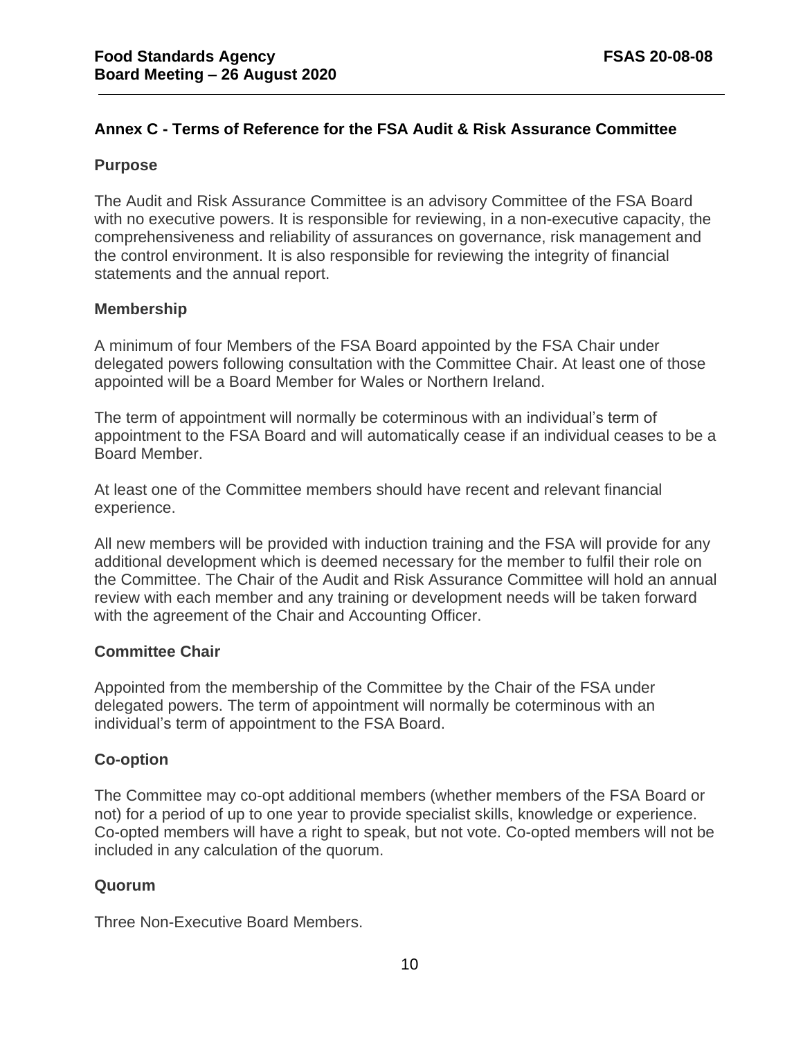## Annex C - Terms of Reference for the FSA Audit & Risk Assurance Committee

### Purpose

The Audit and Risk Assurance Committee is an advisory Committee of the FSA Board with no executive powers. It is responsible for reviewing, in a non-executive capacity, the comprehensiveness and reliability of assurances on governance, risk management and the control environment. It is also responsible for reviewing the integrity of financial statements and the annual report.

### Membership

A minimum of four Members of the FSA Board appointed by the FSA Chair under delegated powers following consultation with the Committee Chair. At least one of those appointed will be a Board Member for Wales or Northern Ireland.

The term of appointment will normally be coterminous with an individual's term of appointment to the FSA Board and will automatically cease if an individual ceases to be a Board Member.

At least one of the Committee members should have recent and relevant financial experience.

All new members will be provided with induction training and the FSA will provide for any additional development which is deemed necessary for the member to fulfil their role on the Committee. The Chair of the Audit and Risk Assurance Committee will hold an annual review with each member and any training or development needs will be taken forward with the agreement of the Chair and Accounting Officer.

### Committee Chair

Appointed from the membership of the Committee by the Chair of the FSA under delegated powers. The term of appointment will normally be coterminous with an individual's term of appointment to the FSA Board.

### Co-option

The Committee may co-opt additional members (whether members of the FSA Board or not) for a period of up to one year to provide specialist skills, knowledge or experience. Co-opted members will have a right to speak, but not vote. Co-opted members will not be included in any calculation of the quorum.

### Quorum

Three Non-Executive Board Members.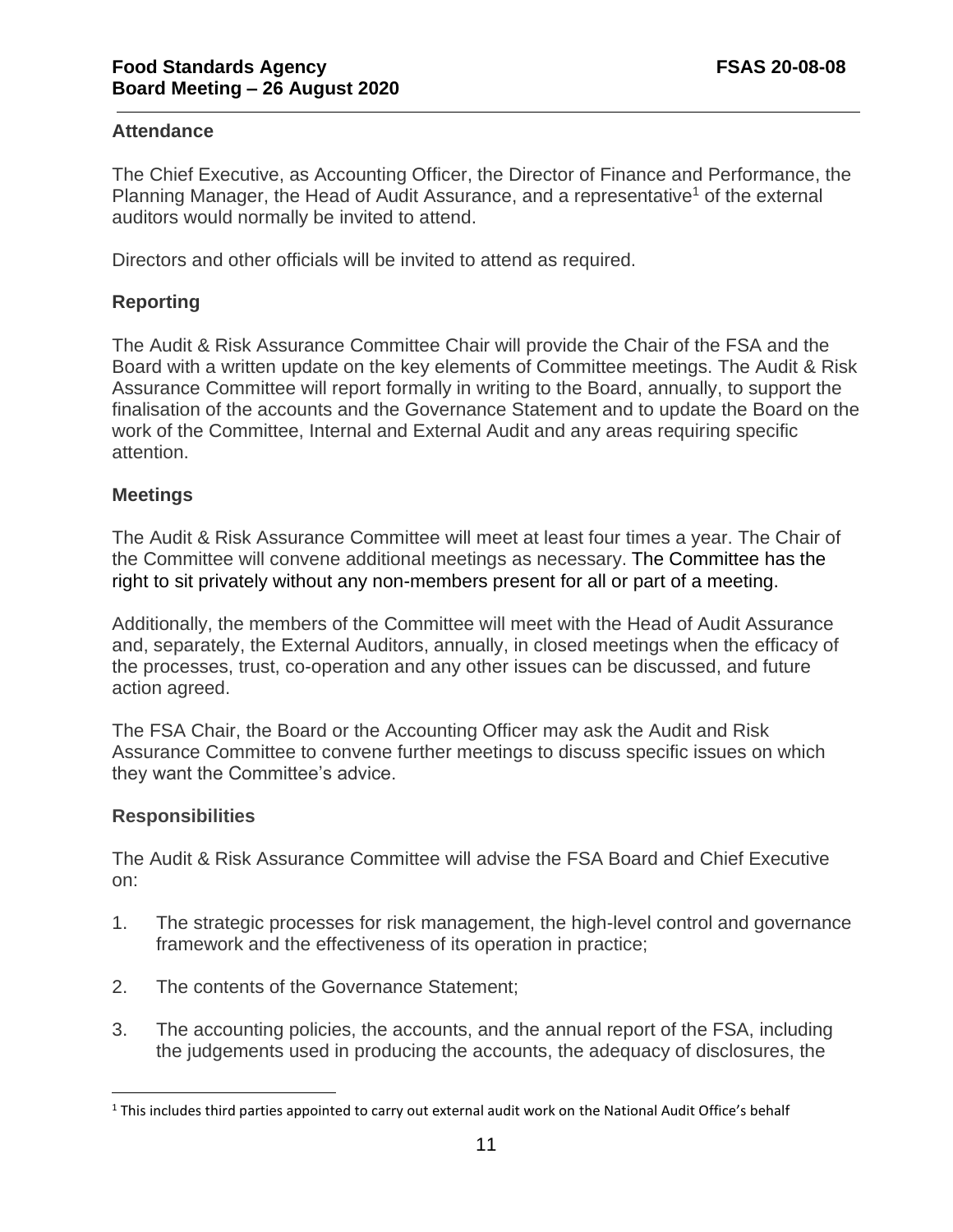## Attendance

The Chief Executive, as Accounting Officer, the Director of Finance and Performance, the Planning Manager, the Head of Audit Assurance, and a representative[1] of the external auditors would normally be invited to attend.

Directors and other officials will be invited to attend as required.

## Reporting

The Audit & Risk Assurance Committee Chair will provide the Chair of the FSA and the Board with a written update on the key elements of Committee meetings. The Audit & Risk Assurance Committee will report formally in writing to the Board, annually, to support the finalisation of the accounts and the Governance Statement and to update the Board on the work of the Committee, Internal and External Audit and any areas requiring specific attention.

## Meetings

The Audit & Risk Assurance Committee will meet at least four times a year. The Chair of the Committee will convene additional meetings as necessary. The Committee has the right to sit privately without any non-members present for all or part of a meeting.

Additionally, the members of the Committee will meet with the Head of Audit Assurance and, separately, the External Auditors, annually, in closed meetings when the efficacy of the processes, trust, co-operation and any other issues can be discussed, and future action agreed.

The FSA Chair, the Board or the Accounting Officer may ask the Audit and Risk Assurance Committee to convene further meetings to discuss specific issues on which they want the Committee's advice.

## Responsibilities

The Audit & Risk Assurance Committee will advise the FSA Board and Chief Executive on:

1. The strategic processes for risk management, the high-level control and governance framework and the effectiveness of its operation in practice;

2. The contents of the Governance Statement;

3. The accounting policies, the accounts, and the annual report of the FSA, including the judgements used in producing the accounts, the adequacy of disclosures, the

[1] This includes third parties appointed to carry out external audit work on the National Audit Office's behalf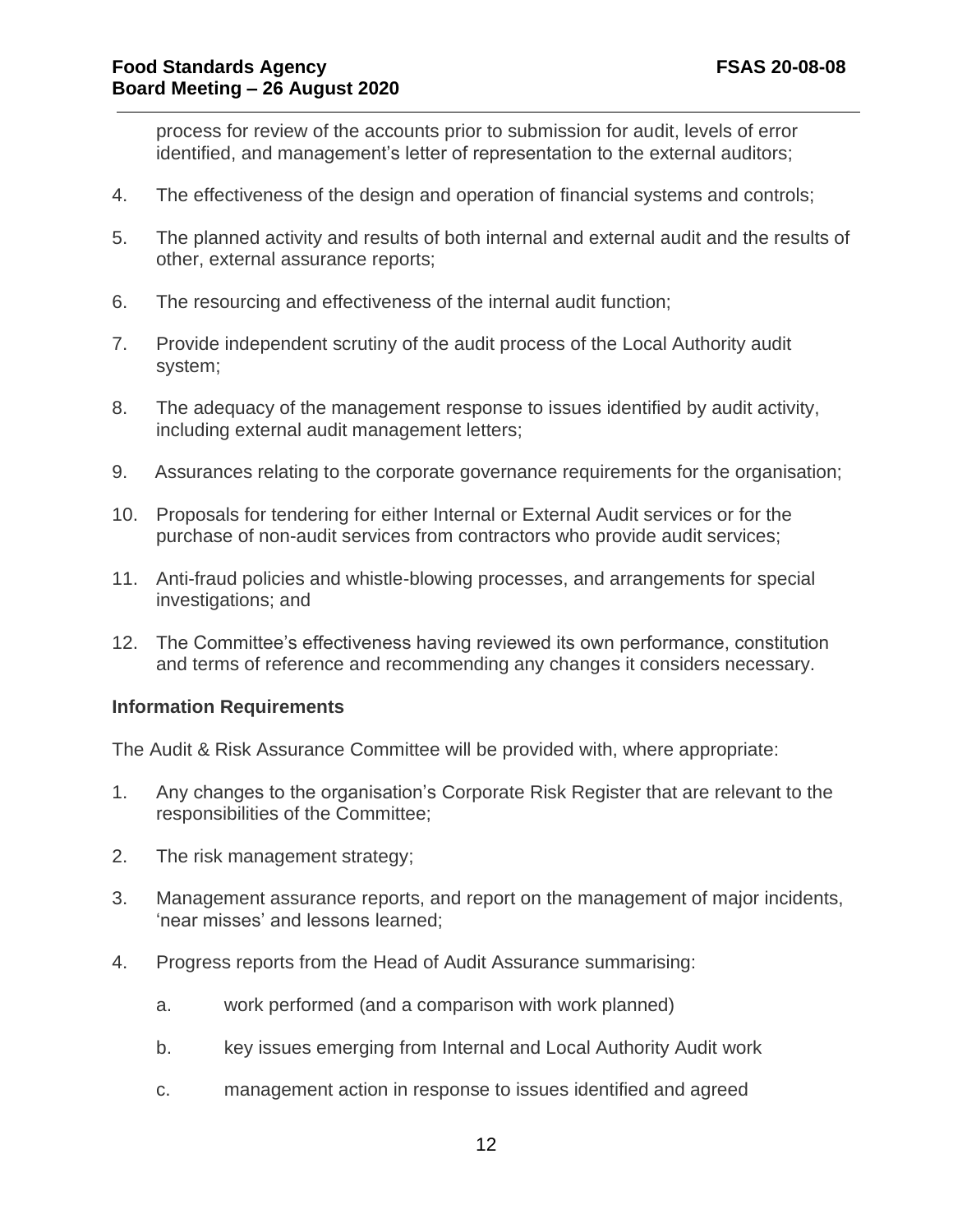process for review of the accounts prior to submission for audit, levels of error identified, and management's letter of representation to the external auditors;

4. The effectiveness of the design and operation of financial systems and controls;

5. The planned activity and results of both internal and external audit and the results of other, external assurance reports;

6. The resourcing and effectiveness of the internal audit function;

7. Provide independent scrutiny of the audit process of the Local Authority audit system;

8. The adequacy of the management response to issues identified by audit activity, including external audit management letters;

9. Assurances relating to the corporate governance requirements for the organisation;

10. Proposals for tendering for either Internal or External Audit services or for the purchase of non-audit services from contractors who provide audit services;

11. Anti-fraud policies and whistle-blowing processes, and arrangements for special investigations; and

12. The Committee's effectiveness having reviewed its own performance, constitution and terms of reference and recommending any changes it considers necessary.

**Information Requirements**

The Audit & Risk Assurance Committee will be provided with, where appropriate:

1. Any changes to the organisation's Corporate Risk Register that are relevant to the responsibilities of the Committee;

2. The risk management strategy;

3. Management assurance reports, and report on the management of major incidents, 'near misses' and lessons learned;

4. Progress reports from the Head of Audit Assurance summarising:

   a. work performed (and a comparison with work planned)

   b. key issues emerging from Internal and Local Authority Audit work

   c. management action in response to issues identified and agreed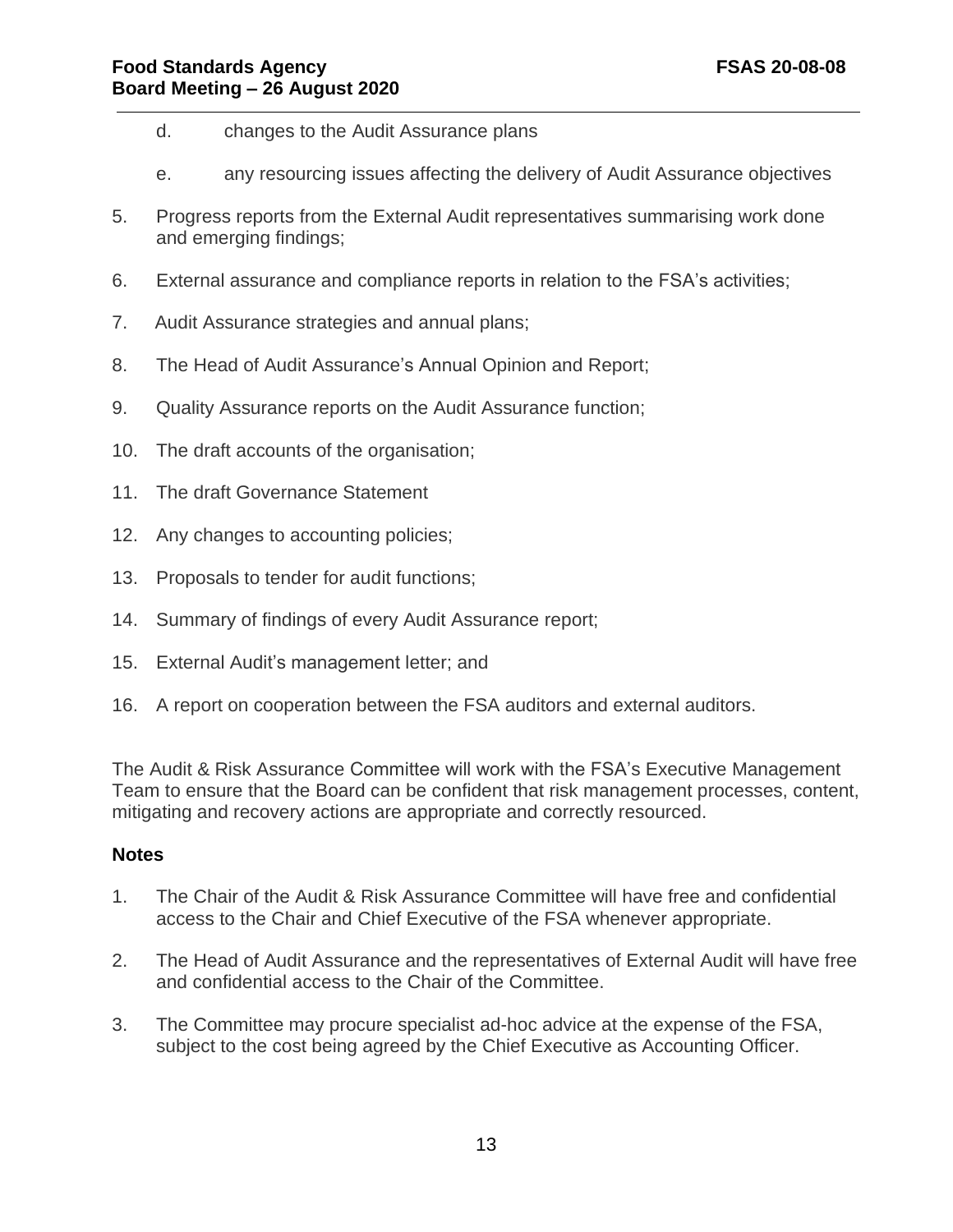d. changes to the Audit Assurance plans

e. any resourcing issues affecting the delivery of Audit Assurance objectives

5. Progress reports from the External Audit representatives summarising work done and emerging findings;

6. External assurance and compliance reports in relation to the FSA's activities;

7. Audit Assurance strategies and annual plans;

8. The Head of Audit Assurance's Annual Opinion and Report;

9. Quality Assurance reports on the Audit Assurance function;

10. The draft accounts of the organisation;

11. The draft Governance Statement

12. Any changes to accounting policies;

13. Proposals to tender for audit functions;

14. Summary of findings of every Audit Assurance report;

15. External Audit's management letter; and

16. A report on cooperation between the FSA auditors and external auditors.

The Audit & Risk Assurance Committee will work with the FSA's Executive Management Team to ensure that the Board can be confident that risk management processes, content, mitigating and recovery actions are appropriate and correctly resourced.

**Notes**

1. The Chair of the Audit & Risk Assurance Committee will have free and confidential access to the Chair and Chief Executive of the FSA whenever appropriate.

2. The Head of Audit Assurance and the representatives of External Audit will have free and confidential access to the Chair of the Committee.

3. The Committee may procure specialist ad-hoc advice at the expense of the FSA, subject to the cost being agreed by the Chief Executive as Accounting Officer.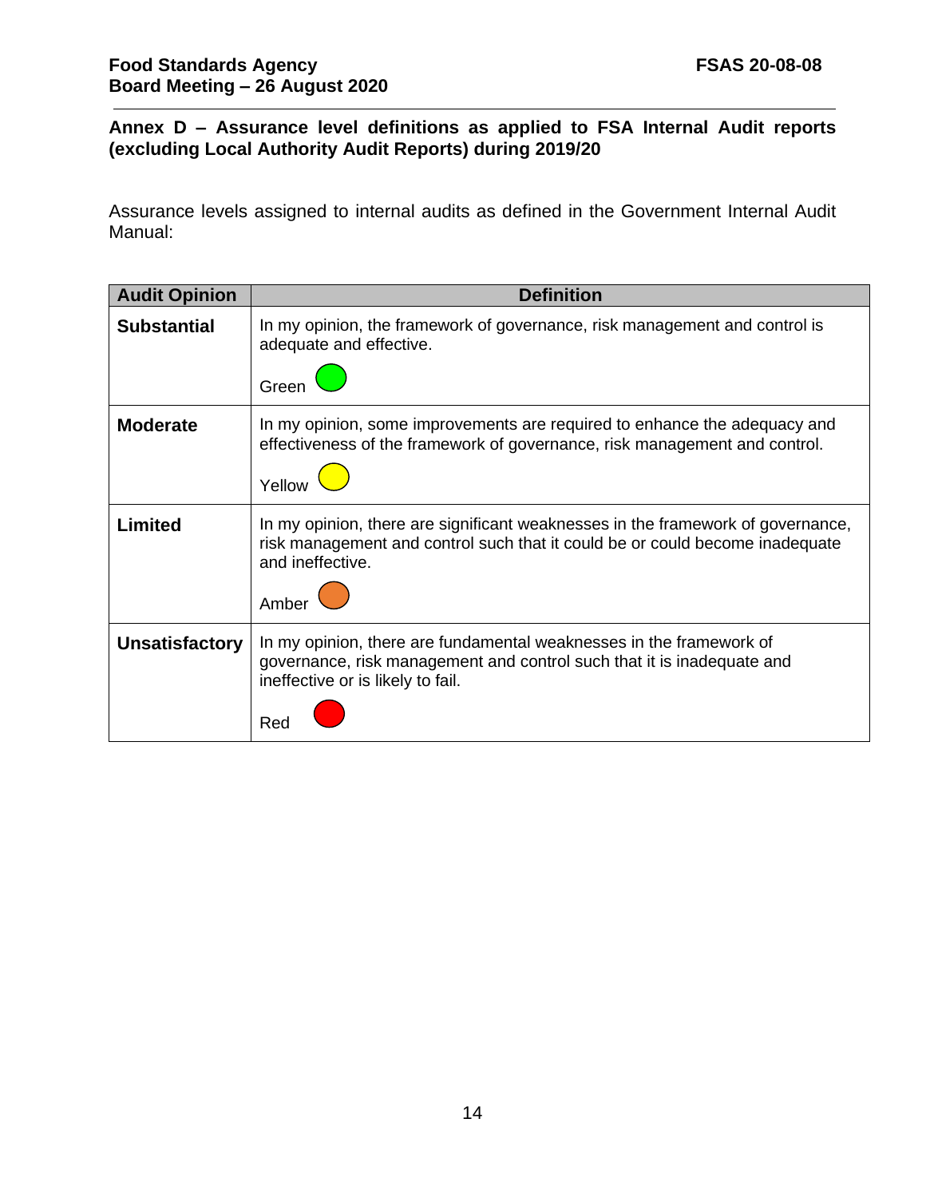# Annex D – Assurance level definitions as applied to FSA Internal Audit reports (excluding Local Authority Audit Reports) during 2019/20

Assurance levels assigned to internal audits as defined in the Government Internal Audit Manual:

| Audit Opinion | Definition |
|---|---|
| **Substantial** | In my opinion, the framework of governance, risk management and control is adequate and effective.<br><br>Green |
| **Moderate** | In my opinion, some improvements are required to enhance the adequacy and effectiveness of the framework of governance, risk management and control.<br><br>Yellow |
| **Limited** | In my opinion, there are significant weaknesses in the framework of governance, risk management and control such that it could be or could become inadequate and ineffective.<br><br>Amber |
| **Unsatisfactory** | In my opinion, there are fundamental weaknesses in the framework of governance, risk management and control such that it is inadequate and ineffective or is likely to fail.<br><br>Red |